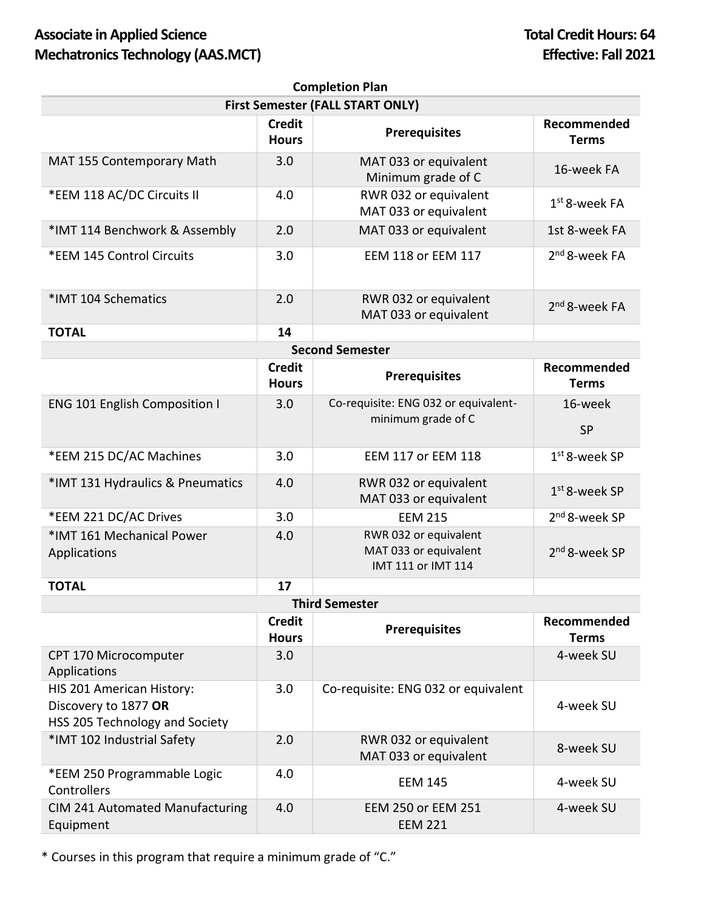**Associate in Applied Science**
**Mechatronics Technology (AAS.MCT)**

**Total Credit Hours: 64**
**Effective: Fall 2021**

**Completion Plan**

| First Semester (FALL START ONLY) | | | |
|---|---|---|---|
| | **Credit Hours** | **Prerequisites** | **Recommended Terms** |
| MAT 155 Contemporary Math | 3.0 | MAT 033 or equivalent Minimum grade of C | 16-week FA |
| *EEM 118 AC/DC Circuits II | 4.0 | RWR 032 or equivalent MAT 033 or equivalent | 1st 8-week FA |
| *IMT 114 Benchwork & Assembly | 2.0 | MAT 033 or equivalent | 1st 8-week FA |
| *EEM 145 Control Circuits | 3.0 | EEM 118 or EEM 117 | 2nd 8-week FA |
| *IMT 104 Schematics | 2.0 | RWR 032 or equivalent MAT 033 or equivalent | 2nd 8-week FA |
| **TOTAL** | **14** | | |

| Second Semester | | | |
|---|---|---|---|
| | **Credit Hours** | **Prerequisites** | **Recommended Terms** |
| ENG 101 English Composition I | 3.0 | Co-requisite: ENG 032 or equivalent-minimum grade of C | 16-week SP |
| *EEM 215 DC/AC Machines | 3.0 | EEM 117 or EEM 118 | 1st 8-week SP |
| *IMT 131 Hydraulics & Pneumatics | 4.0 | RWR 032 or equivalent MAT 033 or equivalent | 1st 8-week SP |
| *EEM 221 DC/AC Drives | 3.0 | EEM 215 | 2nd 8-week SP |
| *IMT 161 Mechanical Power Applications | 4.0 | RWR 032 or equivalent MAT 033 or equivalent IMT 111 or IMT 114 | 2nd 8-week SP |
| **TOTAL** | **17** | | |

| Third Semester | | | |
|---|---|---|---|
| | **Credit Hours** | **Prerequisites** | **Recommended Terms** |
| CPT 170 Microcomputer Applications | 3.0 | | 4-week SU |
| HIS 201 American History: Discovery to 1877 **OR** HSS 205 Technology and Society | 3.0 | Co-requisite: ENG 032 or equivalent | 4-week SU |
| *IMT 102 Industrial Safety | 2.0 | RWR 032 or equivalent MAT 033 or equivalent | 8-week SU |
| *EEM 250 Programmable Logic Controllers | 4.0 | EEM 145 | 4-week SU |
| CIM 241 Automated Manufacturing Equipment | 4.0 | EEM 250 or EEM 251 EEM 221 | 4-week SU |

\* Courses in this program that require a minimum grade of "C."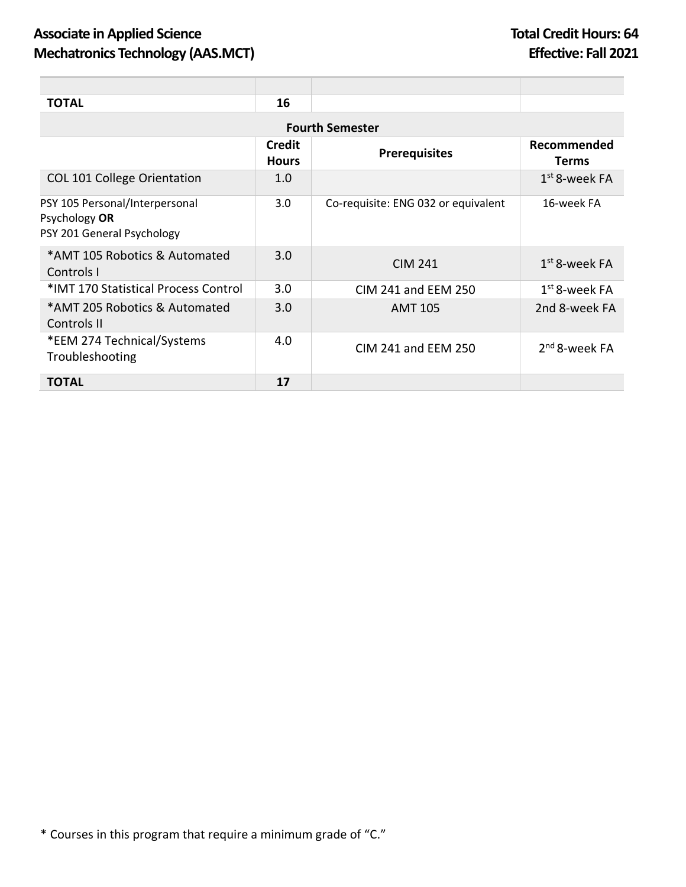| | | | |
|---|---|---|---|
| **TOTAL** | **16** | | |
| **Fourth Semester** | | | |
| | **Credit Hours** | **Prerequisites** | **Recommended Terms** |
| COL 101 College Orientation | 1.0 | | 1st 8-week FA |
| PSY 105 Personal/Interpersonal Psychology **OR** PSY 201 General Psychology | 3.0 | Co-requisite: ENG 032 or equivalent | 16-week FA |
| *AMT 105 Robotics & Automated Controls I | 3.0 | CIM 241 | 1st 8-week FA |
| *IMT 170 Statistical Process Control | 3.0 | CIM 241 and EEM 250 | 1st 8-week FA |
| *AMT 205 Robotics & Automated Controls II | 3.0 | AMT 105 | 2nd 8-week FA |
| *EEM 274 Technical/Systems Troubleshooting | 4.0 | CIM 241 and EEM 250 | 2nd 8-week FA |
| **TOTAL** | **17** | | |

* Courses in this program that require a minimum grade of "C."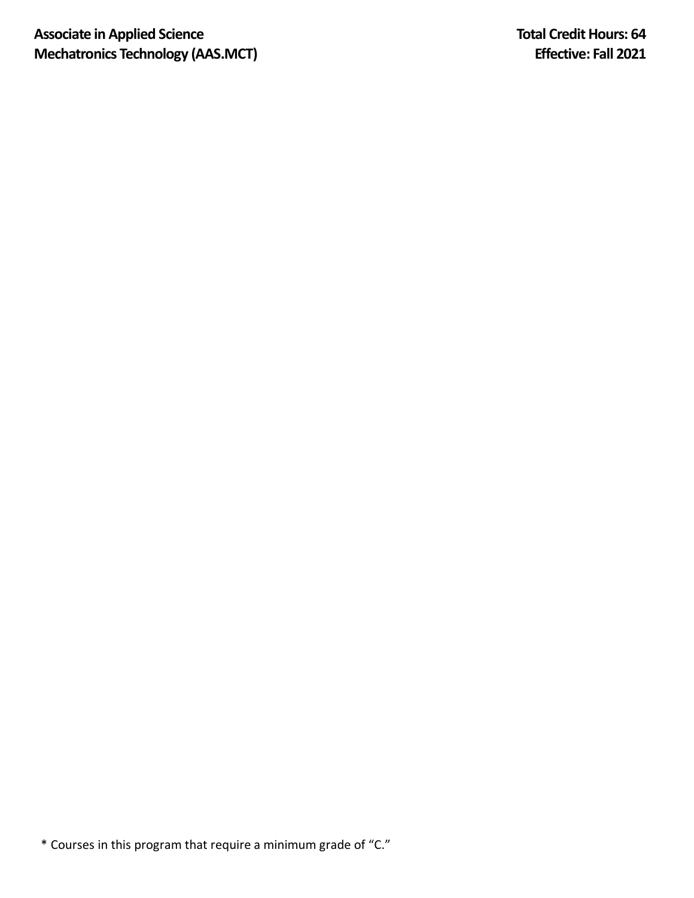* Courses in this program that require a minimum grade of "C."